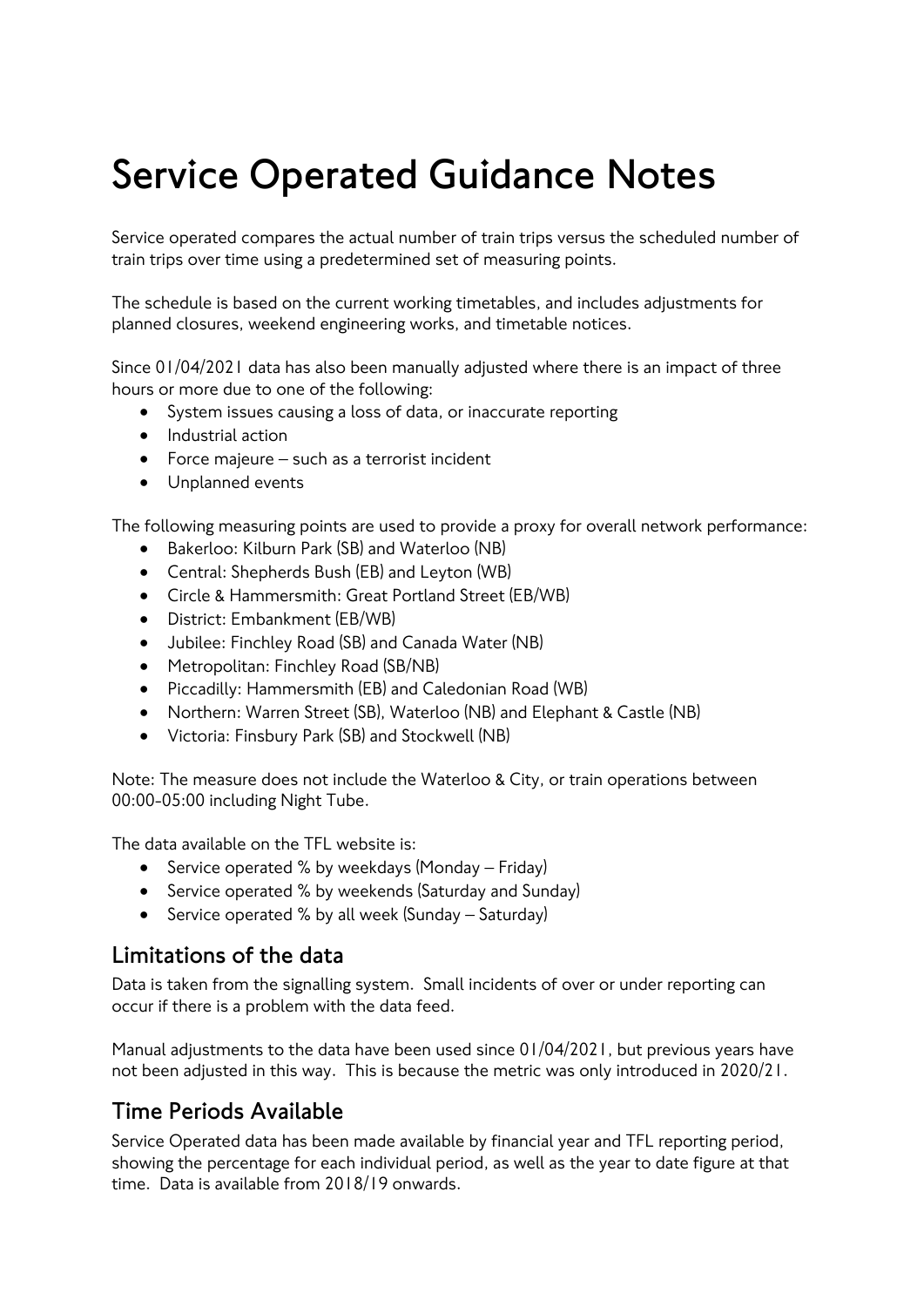# Service Operated Guidance Notes

Service operated compares the actual number of train trips versus the scheduled number of train trips over time using a predetermined set of measuring points.

The schedule is based on the current working timetables, and includes adjustments for planned closures, weekend engineering works, and timetable notices.

Since 01/04/2021 data has also been manually adjusted where there is an impact of three hours or more due to one of the following:

- System issues causing a loss of data, or inaccurate reporting
- Industrial action
- Force majeure – such as a terrorist incident
- Unplanned events

The following measuring points are used to provide a proxy for overall network performance:

- Bakerloo: Kilburn Park (SB) and Waterloo (NB)
- Central: Shepherds Bush (EB) and Leyton (WB)
- Circle & Hammersmith: Great Portland Street (EB/WB)
- District: Embankment (EB/WB)
- Jubilee: Finchley Road (SB) and Canada Water (NB)
- Metropolitan: Finchley Road (SB/NB)
- Piccadilly: Hammersmith (EB) and Caledonian Road (WB)
- Northern: Warren Street (SB), Waterloo (NB) and Elephant & Castle (NB)
- Victoria: Finsbury Park (SB) and Stockwell (NB)

Note: The measure does not include the Waterloo & City, or train operations between 00:00-05:00 including Night Tube.

The data available on the TFL website is:

- Service operated % by weekdays (Monday – Friday)
- Service operated % by weekends (Saturday and Sunday)
- Service operated % by all week (Sunday – Saturday)

## Limitations of the data

Data is taken from the signalling system. Small incidents of over or under reporting can occur if there is a problem with the data feed.

Manual adjustments to the data have been used since 01/04/2021, but previous years have not been adjusted in this way. This is because the metric was only introduced in 2020/21.

## Time Periods Available

Service Operated data has been made available by financial year and TFL reporting period, showing the percentage for each individual period, as well as the year to date figure at that time. Data is available from 2018/19 onwards.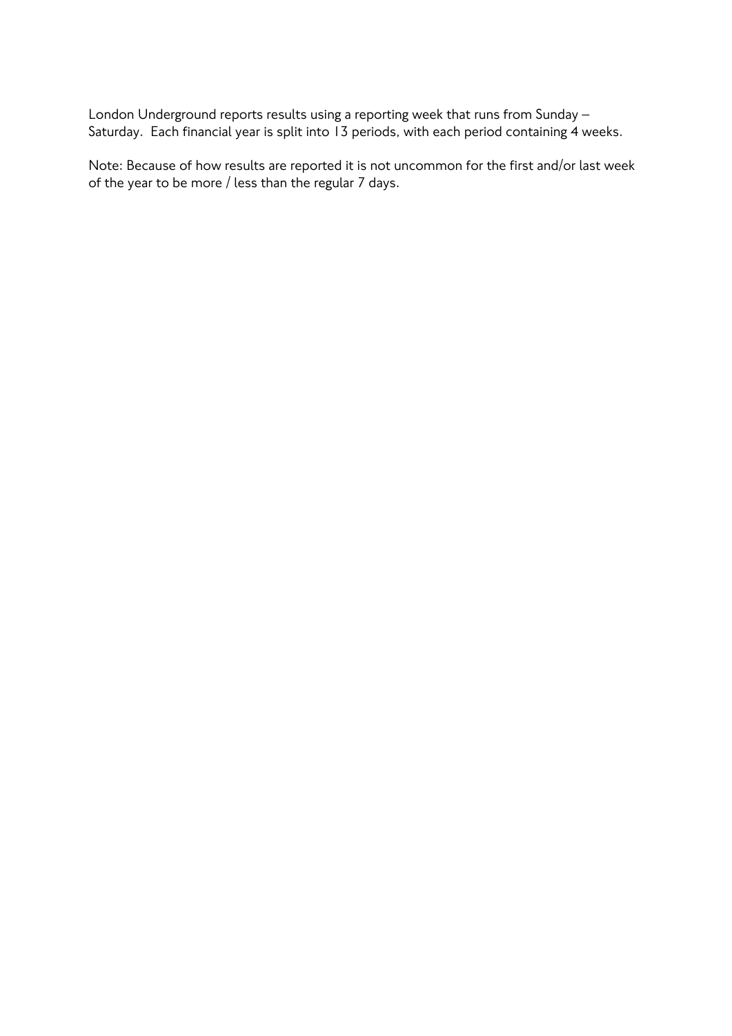London Underground reports results using a reporting week that runs from Sunday – Saturday. Each financial year is split into 13 periods, with each period containing 4 weeks.

Note: Because of how results are reported it is not uncommon for the first and/or last week of the year to be more / less than the regular 7 days.